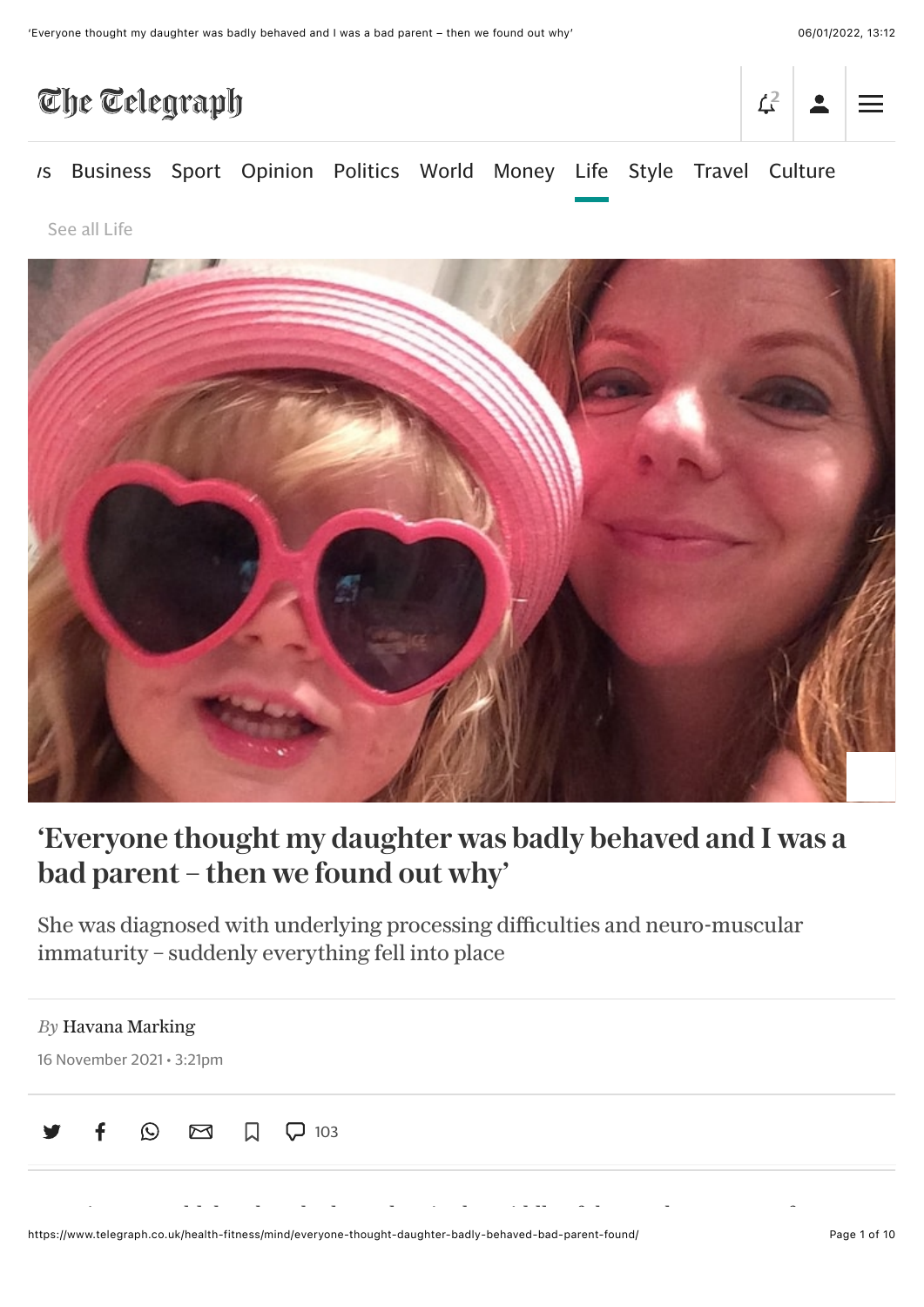# 'Everyone thought my daughter was badly behaved and I was a bad parent – then we found out why'

She was diagnosed with underlying processing difficulties and neuro-muscular immaturity – suddenly everything fell into place

*By* Havana Marking

16 November 2021 • 3:21pm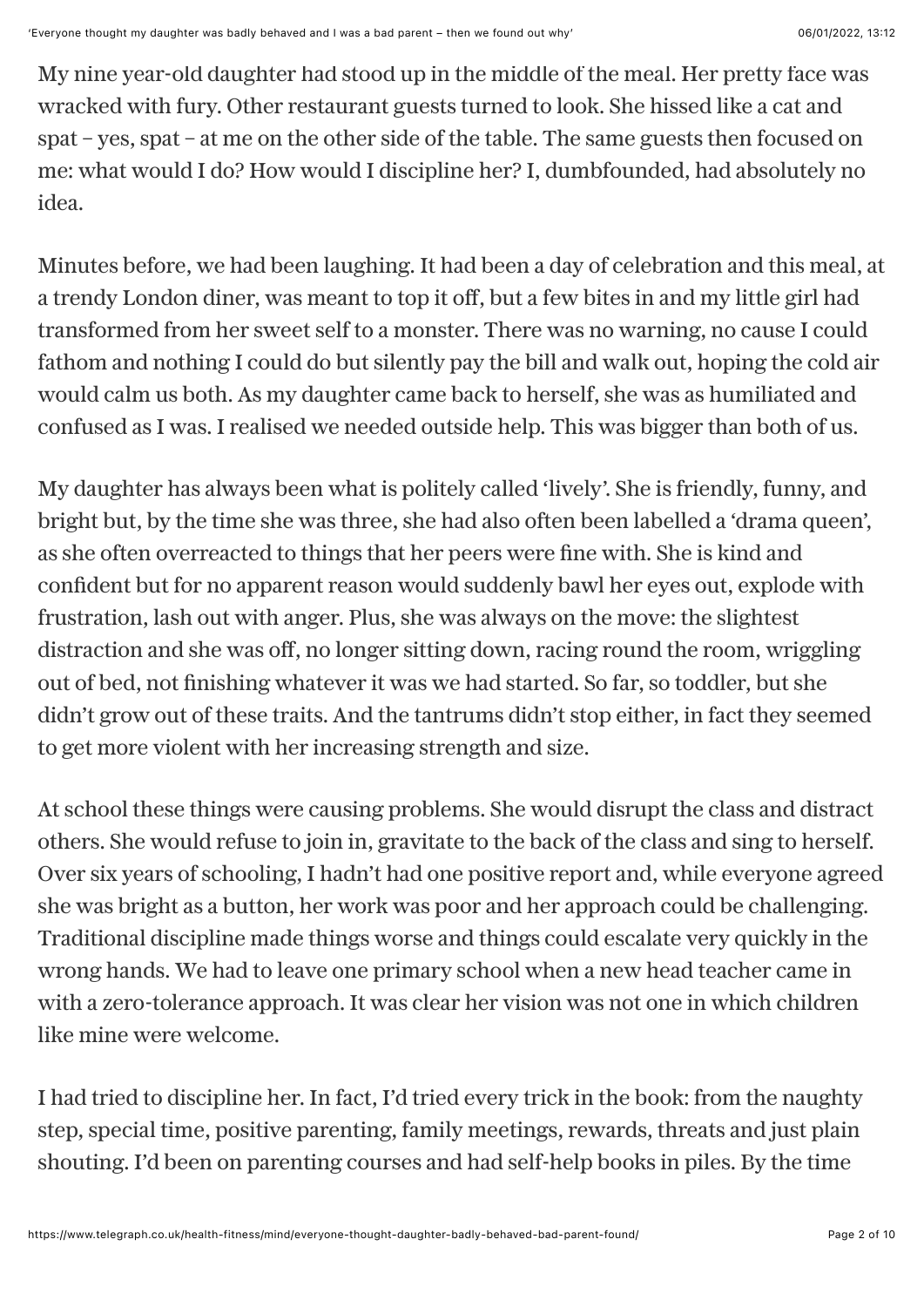My nine year-old daughter had stood up in the middle of the meal. Her pretty face was wracked with fury. Other restaurant guests turned to look. She hissed like a cat and spat – yes, spat – at me on the other side of the table. The same guests then focused on me: what would I do? How would I discipline her? I, dumbfounded, had absolutely no idea.

Minutes before, we had been laughing. It had been a day of celebration and this meal, at a trendy London diner, was meant to top it off, but a few bites in and my little girl had transformed from her sweet self to a monster. There was no warning, no cause I could fathom and nothing I could do but silently pay the bill and walk out, hoping the cold air would calm us both. As my daughter came back to herself, she was as humiliated and confused as I was. I realised we needed outside help. This was bigger than both of us.

My daughter has always been what is politely called 'lively'. She is friendly, funny, and bright but, by the time she was three, she had also often been labelled a 'drama queen', as she often overreacted to things that her peers were fine with. She is kind and confident but for no apparent reason would suddenly bawl her eyes out, explode with frustration, lash out with anger. Plus, she was always on the move: the slightest distraction and she was off, no longer sitting down, racing round the room, wriggling out of bed, not finishing whatever it was we had started. So far, so toddler, but she didn't grow out of these traits. And the tantrums didn't stop either, in fact they seemed to get more violent with her increasing strength and size.

At school these things were causing problems. She would disrupt the class and distract others. She would refuse to join in, gravitate to the back of the class and sing to herself. Over six years of schooling, I hadn't had one positive report and, while everyone agreed she was bright as a button, her work was poor and her approach could be challenging. Traditional discipline made things worse and things could escalate very quickly in the wrong hands. We had to leave one primary school when a new head teacher came in with a zero-tolerance approach. It was clear her vision was not one in which children like mine were welcome.

I had tried to discipline her. In fact, I'd tried every trick in the book: from the naughty step, special time, positive parenting, family meetings, rewards, threats and just plain shouting. I'd been on parenting courses and had self-help books in piles. By the time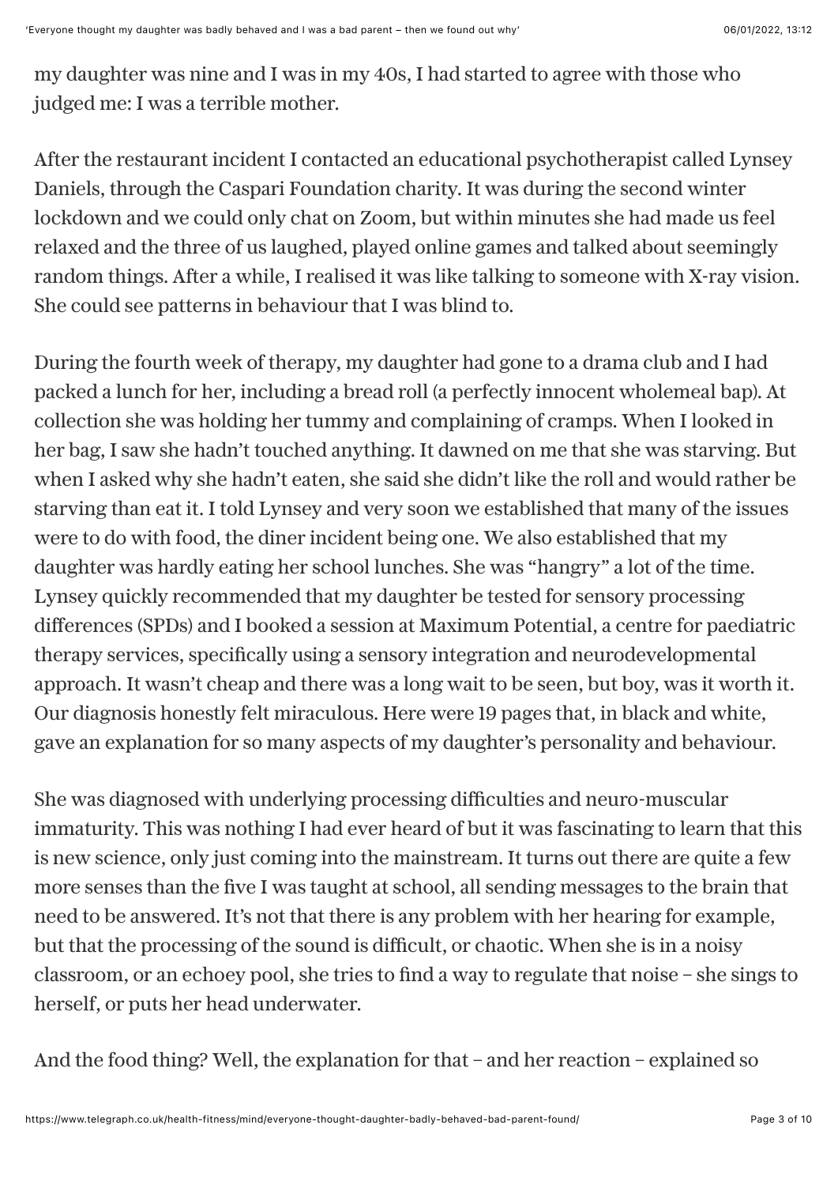my daughter was nine and I was in my 40s, I had started to agree with those who judged me: I was a terrible mother.

After the restaurant incident I contacted an educational psychotherapist called Lynsey Daniels, through the Caspari Foundation charity. It was during the second winter lockdown and we could only chat on Zoom, but within minutes she had made us feel relaxed and the three of us laughed, played online games and talked about seemingly random things. After a while, I realised it was like talking to someone with X-ray vision. She could see patterns in behaviour that I was blind to.

During the fourth week of therapy, my daughter had gone to a drama club and I had packed a lunch for her, including a bread roll (a perfectly innocent wholemeal bap). At collection she was holding her tummy and complaining of cramps. When I looked in her bag, I saw she hadn't touched anything. It dawned on me that she was starving. But when I asked why she hadn't eaten, she said she didn't like the roll and would rather be starving than eat it. I told Lynsey and very soon we established that many of the issues were to do with food, the diner incident being one. We also established that my daughter was hardly eating her school lunches. She was "hangry" a lot of the time. Lynsey quickly recommended that my daughter be tested for sensory processing differences (SPDs) and I booked a session at Maximum Potential, a centre for paediatric therapy services, specifically using a sensory integration and neurodevelopmental approach. It wasn't cheap and there was a long wait to be seen, but boy, was it worth it. Our diagnosis honestly felt miraculous. Here were 19 pages that, in black and white, gave an explanation for so many aspects of my daughter's personality and behaviour.

She was diagnosed with underlying processing difficulties and neuro-muscular immaturity. This was nothing I had ever heard of but it was fascinating to learn that this is new science, only just coming into the mainstream. It turns out there are quite a few more senses than the five I was taught at school, all sending messages to the brain that need to be answered. It's not that there is any problem with her hearing for example, but that the processing of the sound is difficult, or chaotic. When she is in a noisy classroom, or an echoey pool, she tries to find a way to regulate that noise – she sings to herself, or puts her head underwater.

And the food thing? Well, the explanation for that – and her reaction – explained so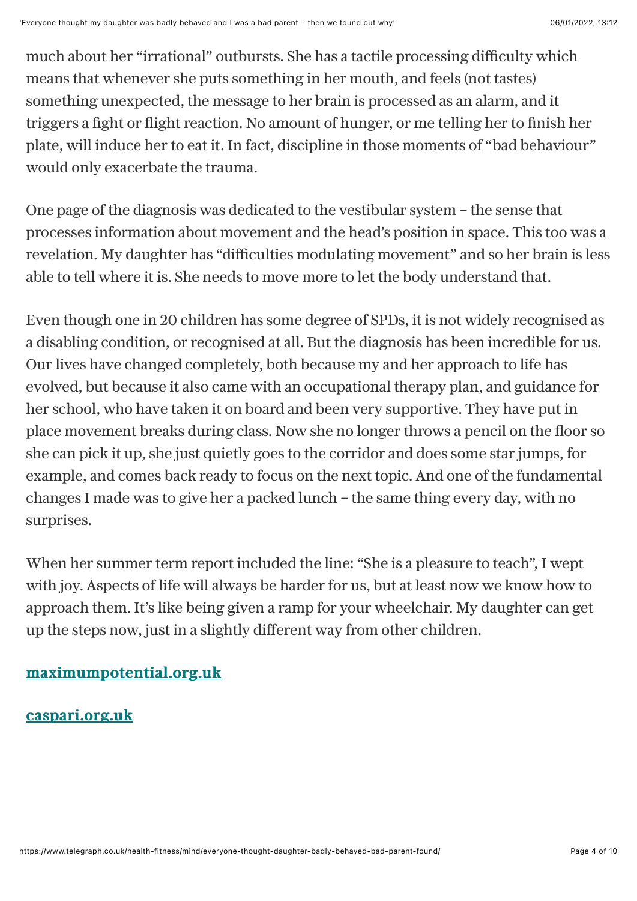much about her "irrational" outbursts. She has a tactile processing difficulty which means that whenever she puts something in her mouth, and feels (not tastes) something unexpected, the message to her brain is processed as an alarm, and it triggers a fight or flight reaction. No amount of hunger, or me telling her to finish her plate, will induce her to eat it. In fact, discipline in those moments of "bad behaviour" would only exacerbate the trauma.

One page of the diagnosis was dedicated to the vestibular system – the sense that processes information about movement and the head's position in space. This too was a revelation. My daughter has "difficulties modulating movement" and so her brain is less able to tell where it is. She needs to move more to let the body understand that.

Even though one in 20 children has some degree of SPDs, it is not widely recognised as a disabling condition, or recognised at all. But the diagnosis has been incredible for us. Our lives have changed completely, both because my and her approach to life has evolved, but because it also came with an occupational therapy plan, and guidance for her school, who have taken it on board and been very supportive. They have put in place movement breaks during class. Now she no longer throws a pencil on the floor so she can pick it up, she just quietly goes to the corridor and does some star jumps, for example, and comes back ready to focus on the next topic. And one of the fundamental changes I made was to give her a packed lunch – the same thing every day, with no surprises.

When her summer term report included the line: "She is a pleasure to teach", I wept with joy. Aspects of life will always be harder for us, but at least now we know how to approach them. It's like being given a ramp for your wheelchair. My daughter can get up the steps now, just in a slightly different way from other children.

**maximumpotential.org.uk**

**caspari.org.uk**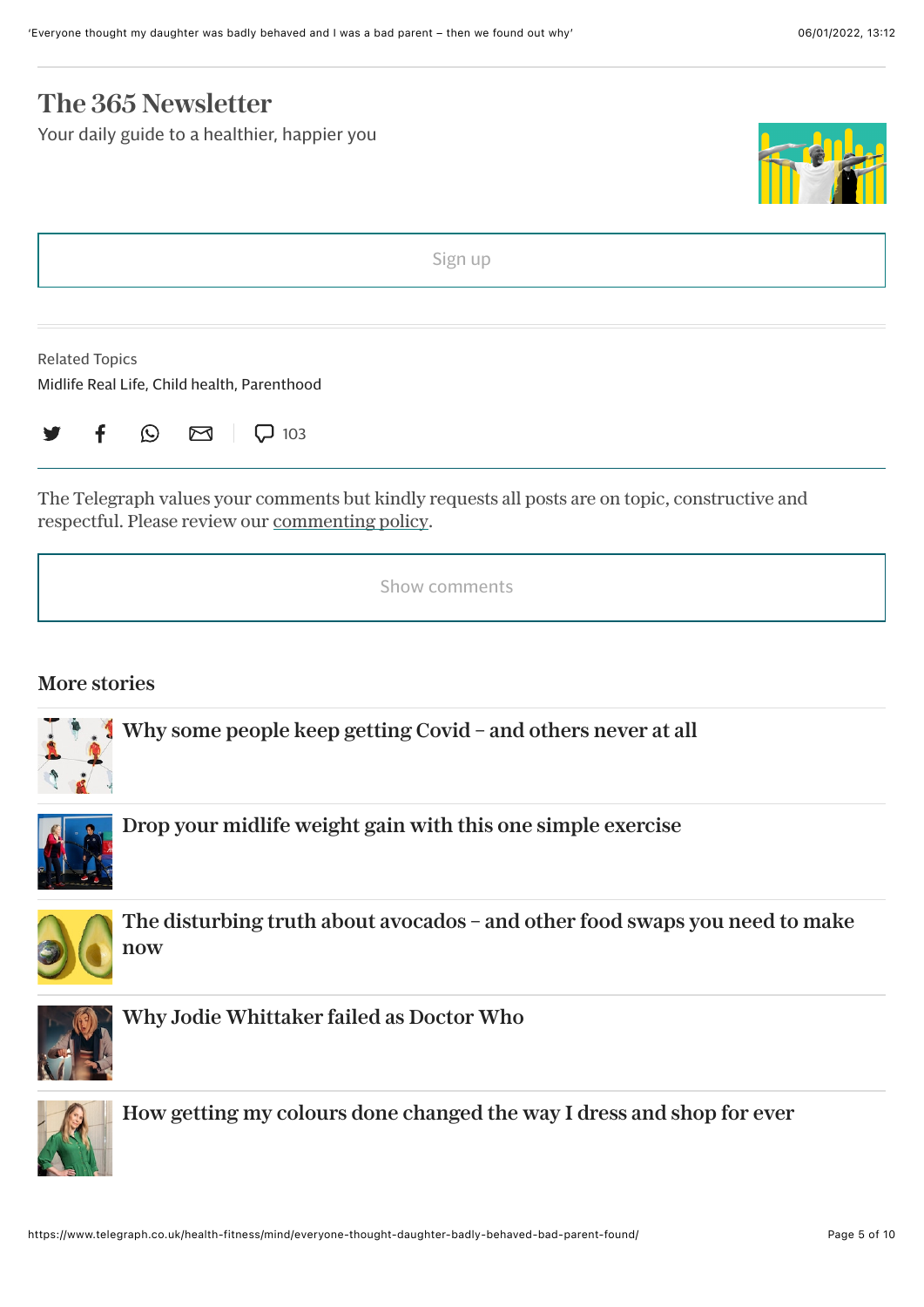## The 365 Newsletter

Your daily guide to a healthier, happier you

Sign up

Related Topics

Midlife Real Life, Child health, Parenthood

103

The Telegraph values your comments but kindly requests all posts are on topic, constructive and respectful. Please review our commenting policy.

Show comments

### More stories

**Why some people keep getting Covid – and others never at all**

**Drop your midlife weight gain with this one simple exercise**

**The disturbing truth about avocados – and other food swaps you need to make now**

**Why Jodie Whittaker failed as Doctor Who**

**How getting my colours done changed the way I dress and shop for ever**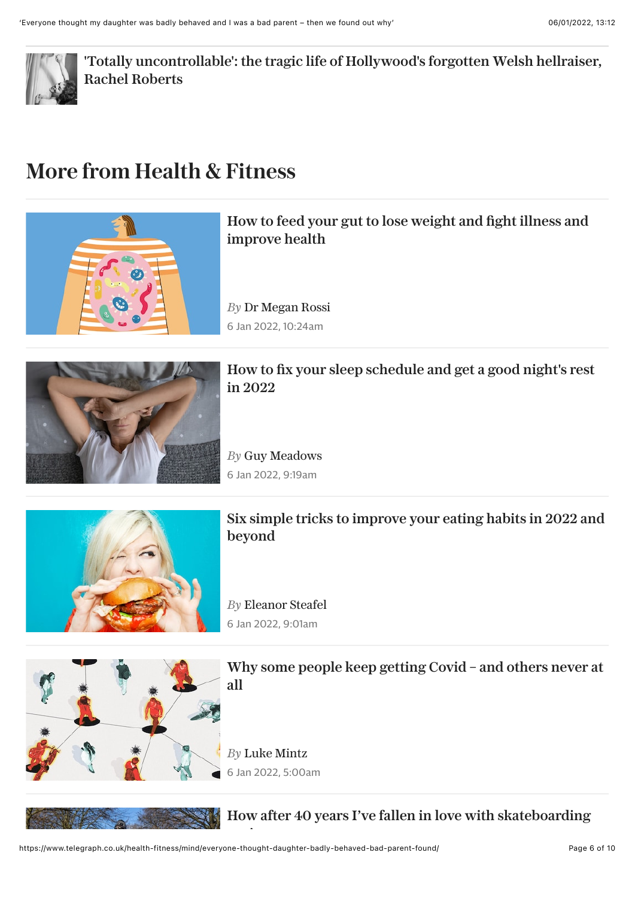'Totally uncontrollable': the tragic life of Hollywood's forgotten Welsh hellraiser, Rachel Roberts

## More from Health & Fitness

### How to feed your gut to lose weight and fight illness and improve health

*By* Dr Megan Rossi

6 Jan 2022, 10:24am

### How to fix your sleep schedule and get a good night's rest in 2022

*By* Guy Meadows

6 Jan 2022, 9:19am

### Six simple tricks to improve your eating habits in 2022 and beyond

*By* Eleanor Steafel

6 Jan 2022, 9:01am

### Why some people keep getting Covid – and others never at all

*By* Luke Mintz

6 Jan 2022, 5:00am

### How after 40 years I've fallen in love with skateboarding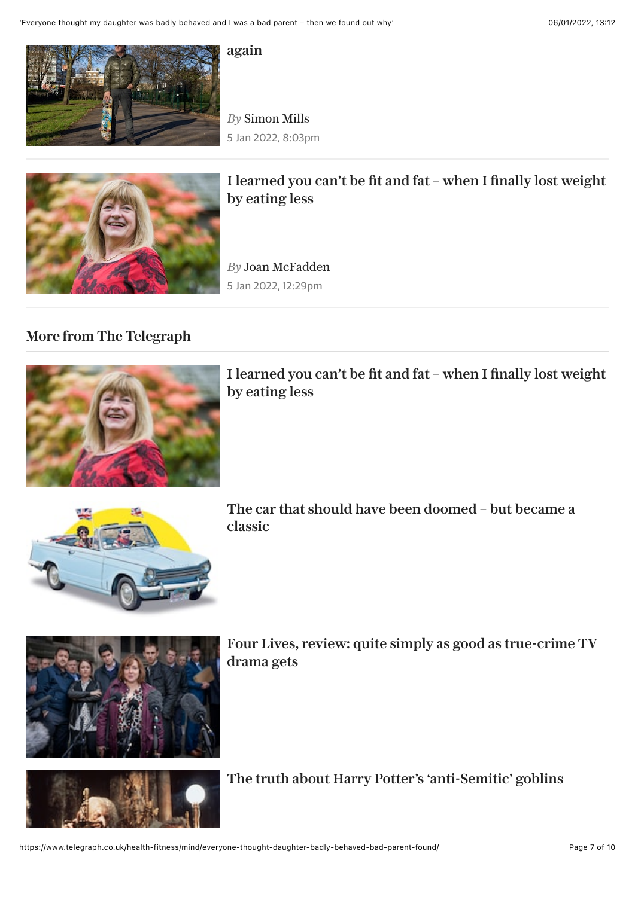again

*By* Simon Mills
5 Jan 2022, 8:03pm

I learned you can't be fit and fat – when I finally lost weight by eating less

*By* Joan McFadden
5 Jan 2022, 12:29pm

## More from The Telegraph

I learned you can't be fit and fat – when I finally lost weight by eating less

The car that should have been doomed – but became a classic

Four Lives, review: quite simply as good as true-crime TV drama gets

The truth about Harry Potter's 'anti-Semitic' goblins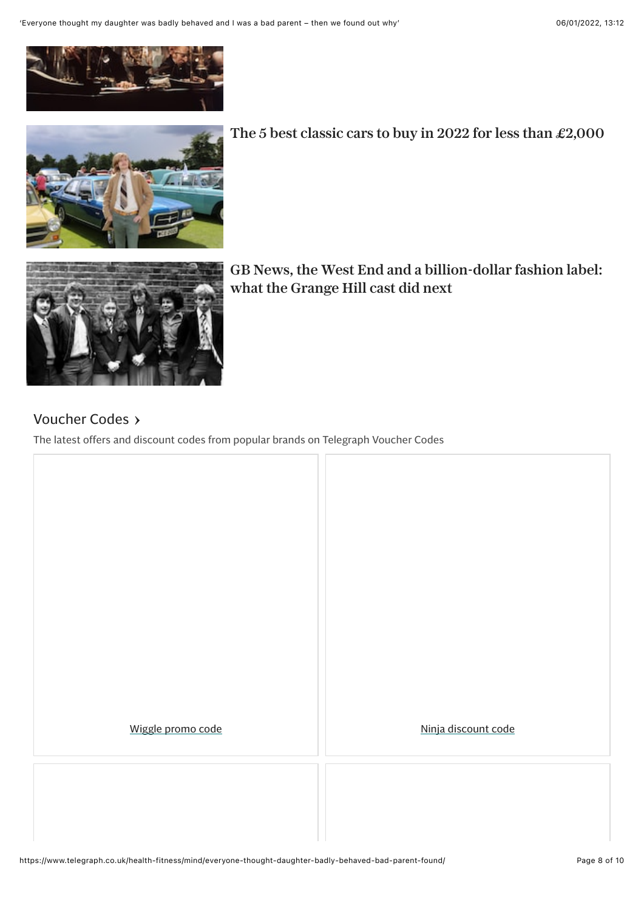The 5 best classic cars to buy in 2022 for less than £2,000

GB News, the West End and a billion-dollar fashion label: what the Grange Hill cast did next

## Voucher Codes ›

The latest offers and discount codes from popular brands on Telegraph Voucher Codes

Wiggle promo code

Ninja discount code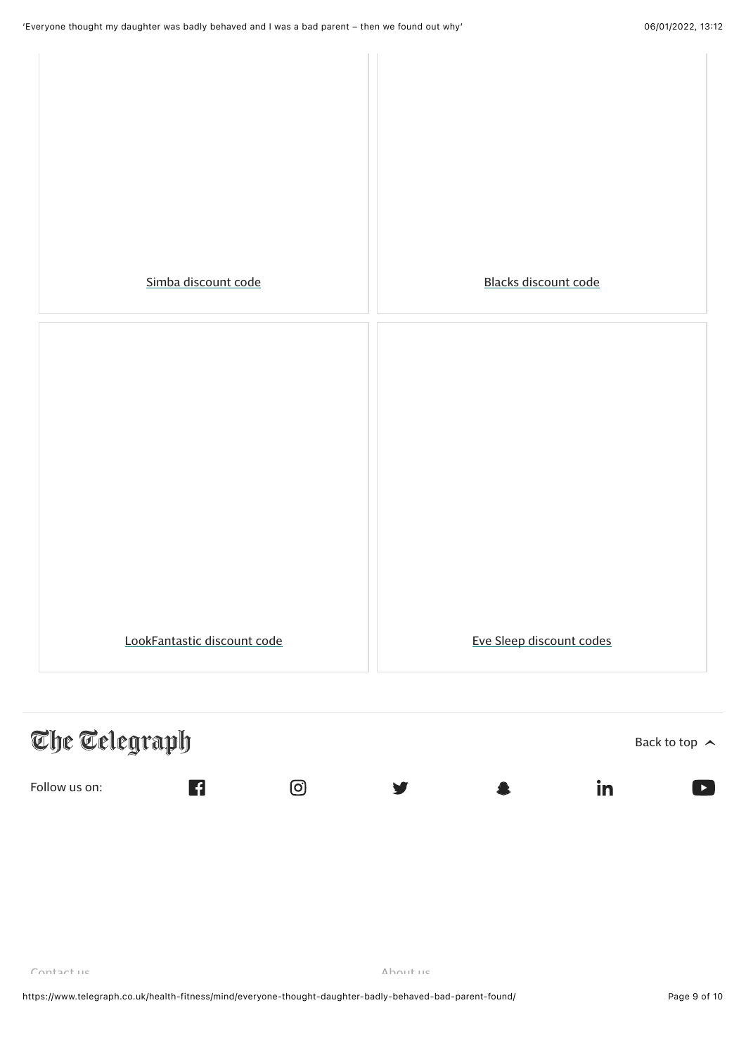Simba discount code

Blacks discount code

LookFantastic discount code

Eve Sleep discount codes

The Telegraph

Back to top

Follow us on:

Contact us

About us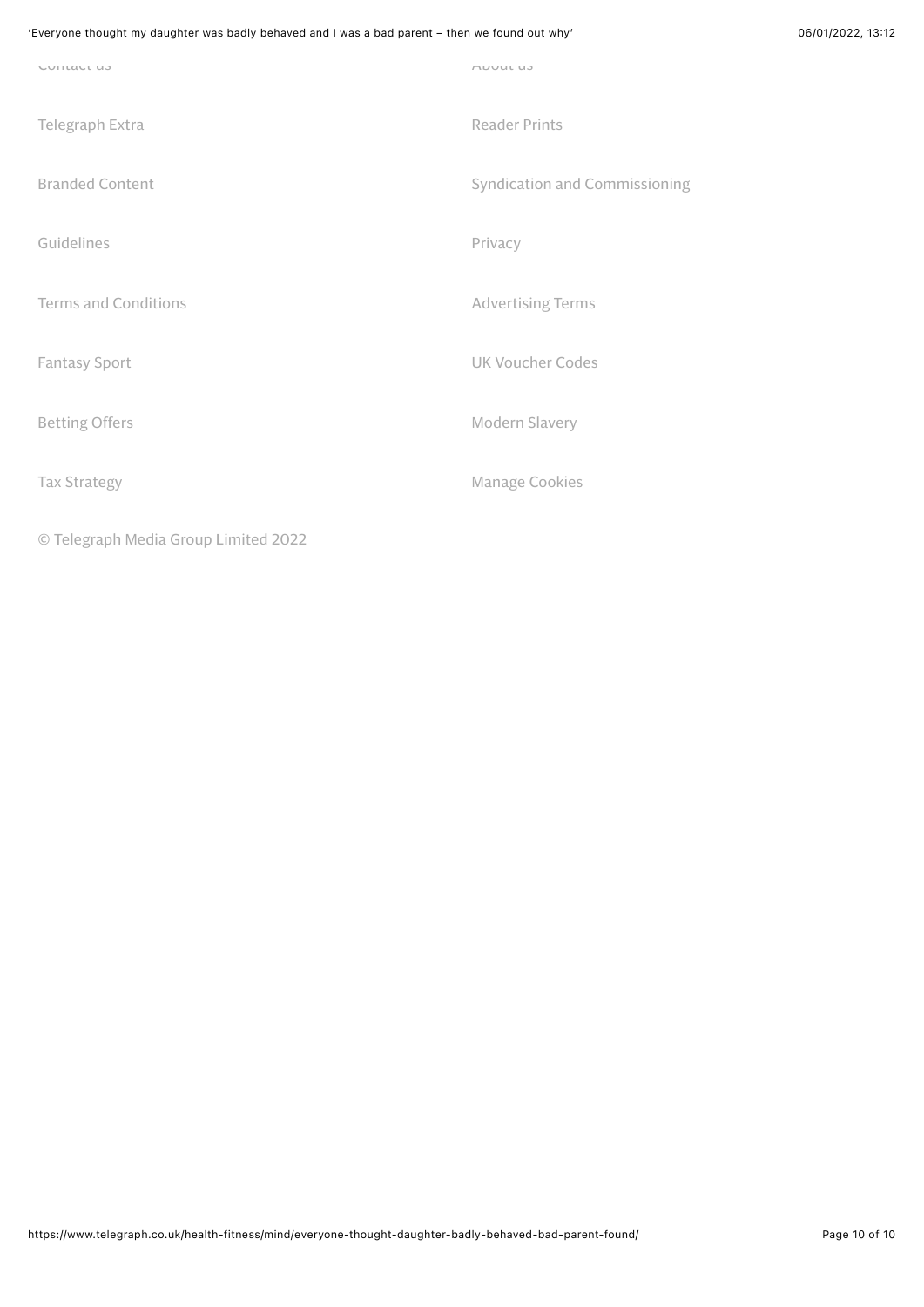Contact us

About us

Telegraph Extra

Reader Prints

Branded Content

Syndication and Commissioning

Guidelines

Privacy

Terms and Conditions

Advertising Terms

Fantasy Sport

UK Voucher Codes

Betting Offers

Modern Slavery

Tax Strategy

Manage Cookies

© Telegraph Media Group Limited 2022